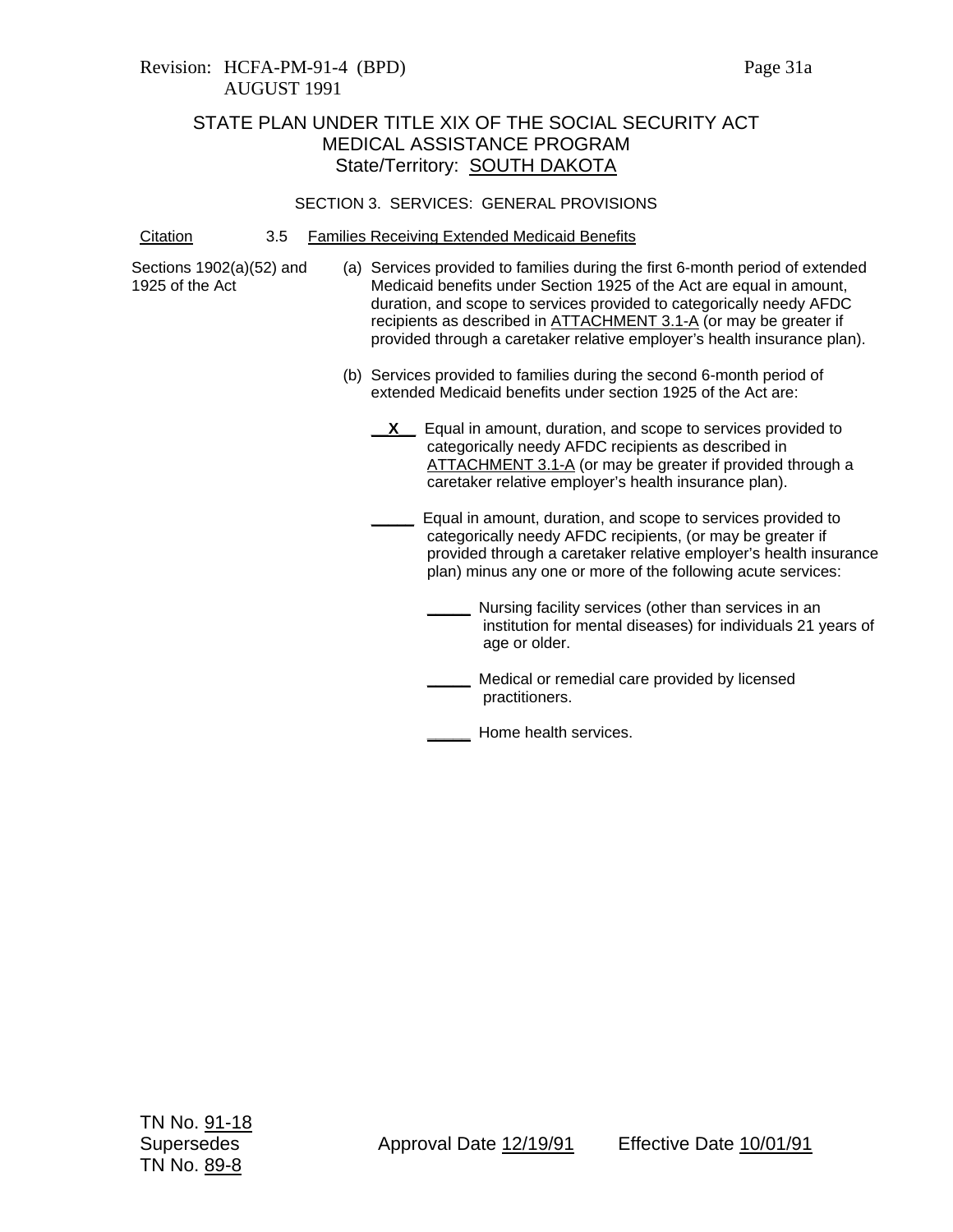Revision: HCFA-PM-91-4 (BPD)
AUGUST 1991

## STATE PLAN UNDER TITLE XIX OF THE SOCIAL SECURITY ACT
## MEDICAL ASSISTANCE PROGRAM
## State/Territory: SOUTH DAKOTA

### SECTION 3. SERVICES: GENERAL PROVISIONS

Citation — 3.5 Families Receiving Extended Medicaid Benefits

Sections 1902(a)(52) and 1925 of the Act

(a) Services provided to families during the first 6-month period of extended Medicaid benefits under Section 1925 of the Act are equal in amount, duration, and scope to services provided to categorically needy AFDC recipients as described in ATTACHMENT 3.1-A (or may be greater if provided through a caretaker relative employer's health insurance plan).

(b) Services provided to families during the second 6-month period of extended Medicaid benefits under section 1925 of the Act are:

__X__ Equal in amount, duration, and scope to services provided to categorically needy AFDC recipients as described in ATTACHMENT 3.1-A (or may be greater if provided through a caretaker relative employer's health insurance plan).

_____ Equal in amount, duration, and scope to services provided to categorically needy AFDC recipients, (or may be greater if provided through a caretaker relative employer's health insurance plan) minus any one or more of the following acute services:

_____ Nursing facility services (other than services in an institution for mental diseases) for individuals 21 years of age or older.

_____ Medical or remedial care provided by licensed practitioners.

_____ Home health services.

TN No. 91-18
Supersedes
TN No. 89-8

Approval Date 12/19/91 Effective Date 10/01/91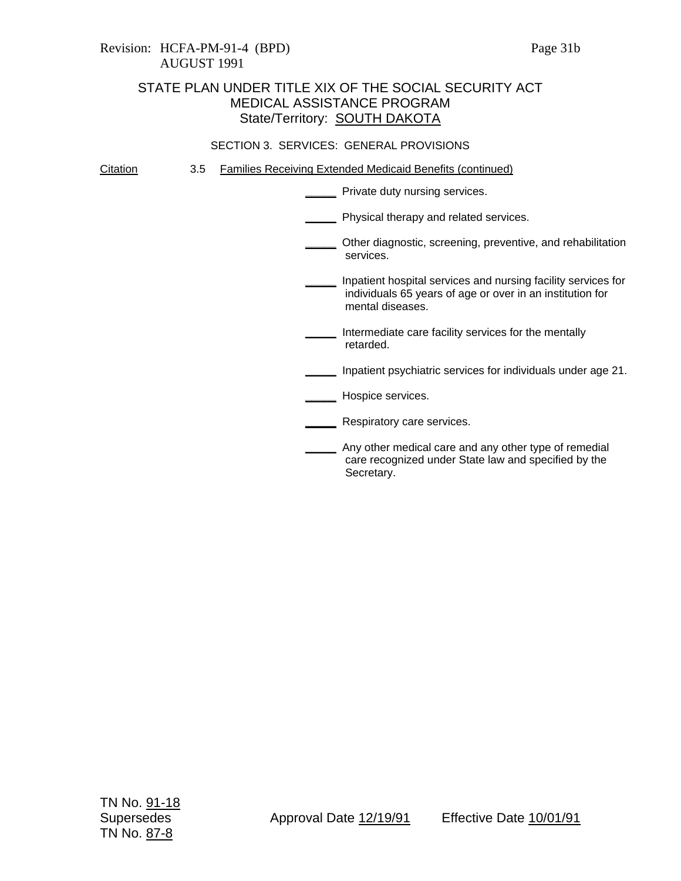Revision: HCFA-PM-91-4 (BPD)
AUGUST 1991

# STATE PLAN UNDER TITLE XIX OF THE SOCIAL SECURITY ACT
## MEDICAL ASSISTANCE PROGRAM
### State/Territory: SOUTH DAKOTA

SECTION 3. SERVICES: GENERAL PROVISIONS

Citation    3.5 Families Receiving Extended Medicaid Benefits (continued)

_____ Private duty nursing services.

_____ Physical therapy and related services.

_____ Other diagnostic, screening, preventive, and rehabilitation services.

_____ Inpatient hospital services and nursing facility services for individuals 65 years of age or over in an institution for mental diseases.

_____ Intermediate care facility services for the mentally retarded.

_____ Inpatient psychiatric services for individuals under age 21.

_____ Hospice services.

_____ Respiratory care services.

_____ Any other medical care and any other type of remedial care recognized under State law and specified by the Secretary.

TN No. 91-18
Supersedes    Approval Date 12/19/91    Effective Date 10/01/91
TN No. 87-8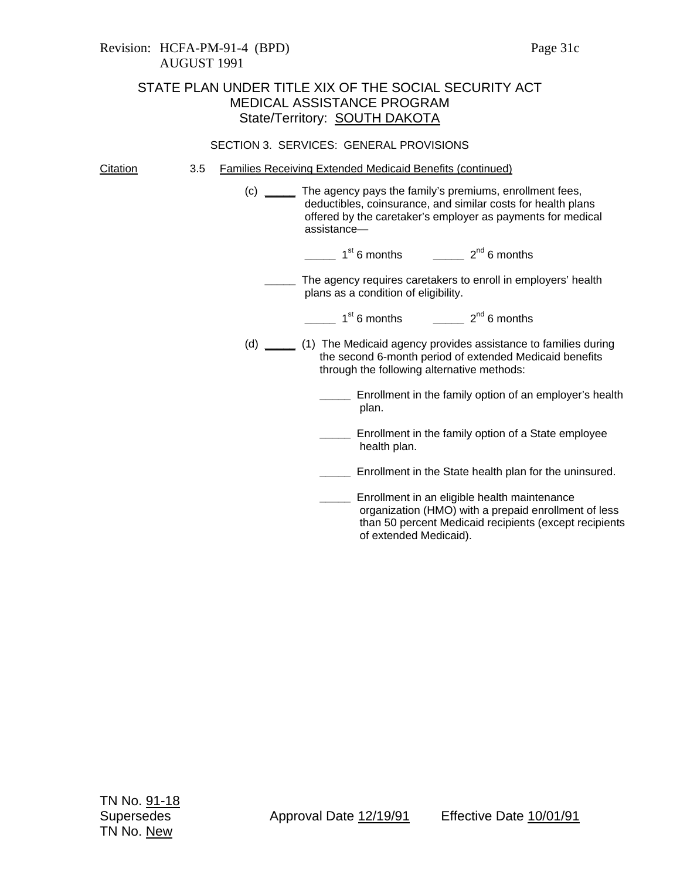STATE PLAN UNDER TITLE XIX OF THE SOCIAL SECURITY ACT
MEDICAL ASSISTANCE PROGRAM
State/Territory: SOUTH DAKOTA

SECTION 3. SERVICES: GENERAL PROVISIONS

Citation 3.5 Families Receiving Extended Medicaid Benefits (continued)

(c) _____ The agency pays the family's premiums, enrollment fees, deductibles, coinsurance, and similar costs for health plans offered by the caretaker's employer as payments for medical assistance—

_____ 1st 6 months _____ 2nd 6 months

_____ The agency requires caretakers to enroll in employers' health plans as a condition of eligibility.

_____ 1st 6 months _____ 2nd 6 months

(d) _____ (1) The Medicaid agency provides assistance to families during the second 6-month period of extended Medicaid benefits through the following alternative methods:

_____ Enrollment in the family option of an employer's health plan.

_____ Enrollment in the family option of a State employee health plan.

_____ Enrollment in the State health plan for the uninsured.

_____ Enrollment in an eligible health maintenance organization (HMO) with a prepaid enrollment of less than 50 percent Medicaid recipients (except recipients of extended Medicaid).

TN No. 91-18
Supersedes
TN No. New

Approval Date 12/19/91 Effective Date 10/01/91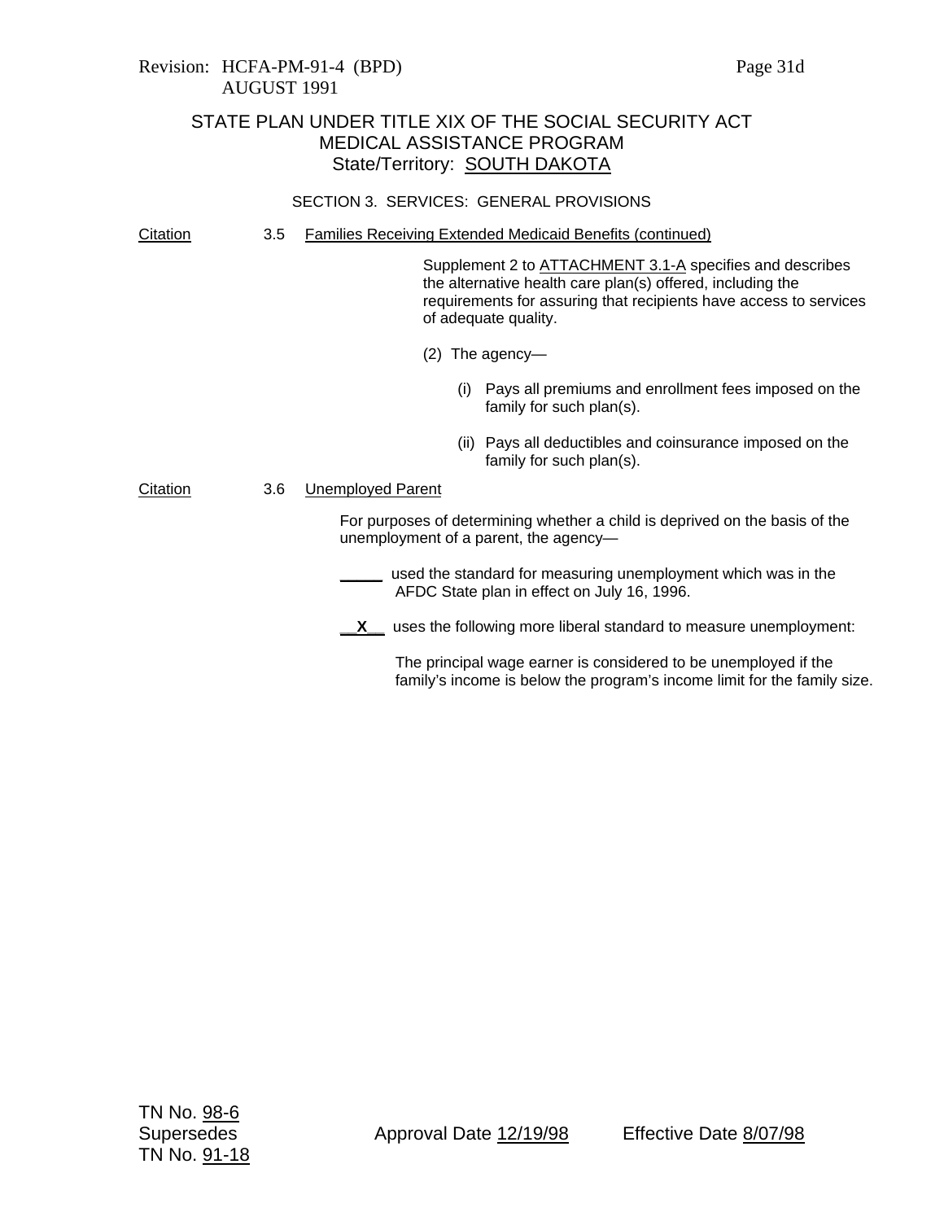Revision: HCFA-PM-91-4 (BPD)
AUGUST 1991

STATE PLAN UNDER TITLE XIX OF THE SOCIAL SECURITY ACT
MEDICAL ASSISTANCE PROGRAM
State/Territory: SOUTH DAKOTA

SECTION 3. SERVICES: GENERAL PROVISIONS

Citation 3.5 Families Receiving Extended Medicaid Benefits (continued)

Supplement 2 to ATTACHMENT 3.1-A specifies and describes the alternative health care plan(s) offered, including the requirements for assuring that recipients have access to services of adequate quality.

(2) The agency—

(i) Pays all premiums and enrollment fees imposed on the family for such plan(s).

(ii) Pays all deductibles and coinsurance imposed on the family for such plan(s).

Citation 3.6 Unemployed Parent

For purposes of determining whether a child is deprived on the basis of the unemployment of a parent, the agency—

_____ used the standard for measuring unemployment which was in the AFDC State plan in effect on July 16, 1996.

__X__ uses the following more liberal standard to measure unemployment:

The principal wage earner is considered to be unemployed if the family's income is below the program's income limit for the family size.

TN No. 98-6
Supersedes
TN No. 91-18

Approval Date 12/19/98 Effective Date 8/07/98